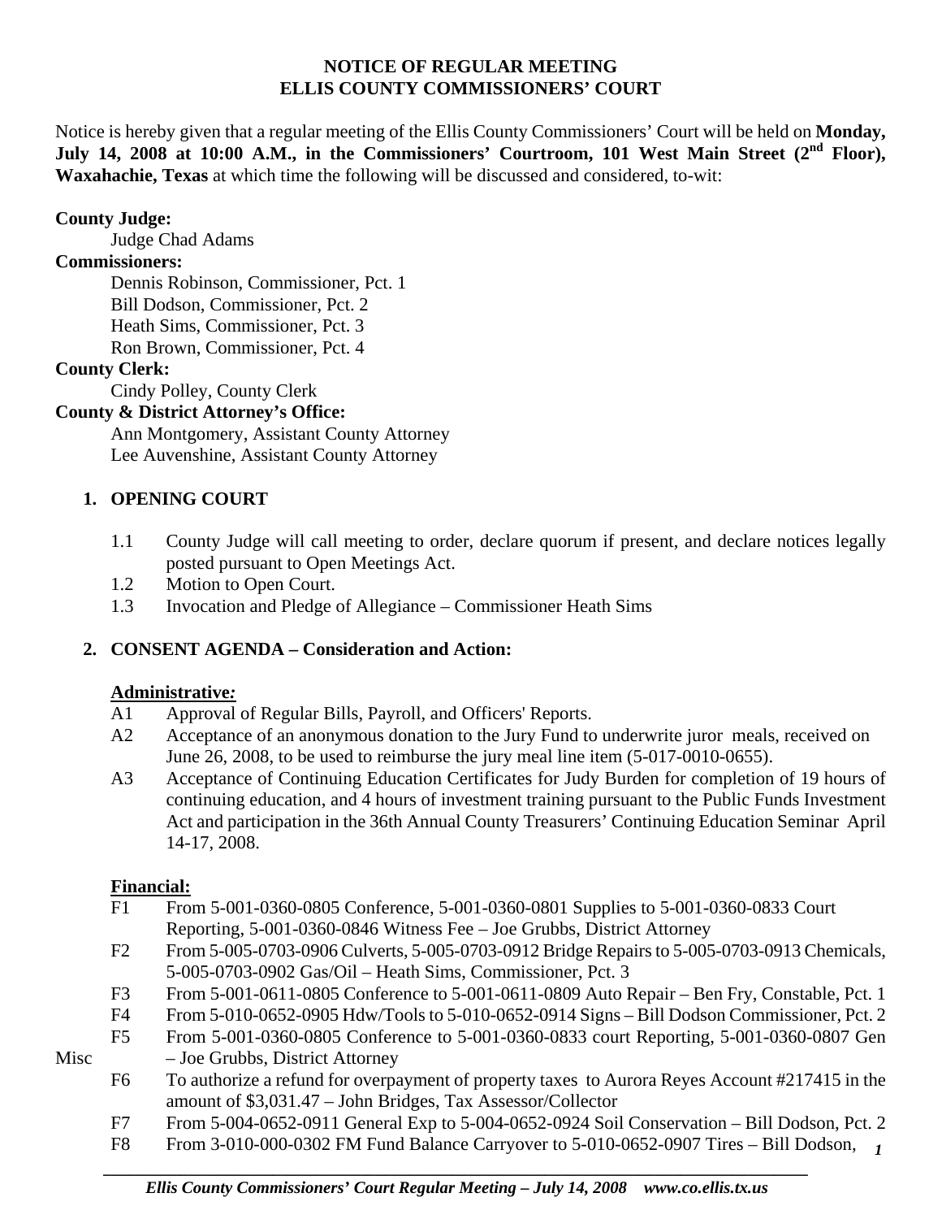# NOTICE OF REGULAR MEETING
# ELLIS COUNTY COMMISSIONERS' COURT

Notice is hereby given that a regular meeting of the Ellis County Commissioners' Court will be held on **Monday, July 14, 2008 at 10:00 A.M., in the Commissioners' Courtroom, 101 West Main Street (2nd Floor), Waxahachie, Texas** at which time the following will be discussed and considered, to-wit:

**County Judge:**
Judge Chad Adams

**Commissioners:**
Dennis Robinson, Commissioner, Pct. 1
Bill Dodson, Commissioner, Pct. 2
Heath Sims, Commissioner, Pct. 3
Ron Brown, Commissioner, Pct. 4

**County Clerk:**
Cindy Polley, County Clerk

**County & District Attorney's Office:**
Ann Montgomery, Assistant County Attorney
Lee Auvenshine, Assistant County Attorney

## 1. OPENING COURT

1.1 County Judge will call meeting to order, declare quorum if present, and declare notices legally posted pursuant to Open Meetings Act.

1.2 Motion to Open Court.

1.3 Invocation and Pledge of Allegiance – Commissioner Heath Sims

## 2. CONSENT AGENDA – Consideration and Action:

**Administrative:**

A1 Approval of Regular Bills, Payroll, and Officers' Reports.

A2 Acceptance of an anonymous donation to the Jury Fund to underwrite juror meals, received on June 26, 2008, to be used to reimburse the jury meal line item (5-017-0010-0655).

A3 Acceptance of Continuing Education Certificates for Judy Burden for completion of 19 hours of continuing education, and 4 hours of investment training pursuant to the Public Funds Investment Act and participation in the 36th Annual County Treasurers' Continuing Education Seminar April 14-17, 2008.

**Financial:**

F1 From 5-001-0360-0805 Conference, 5-001-0360-0801 Supplies to 5-001-0360-0833 Court Reporting, 5-001-0360-0846 Witness Fee – Joe Grubbs, District Attorney

F2 From 5-005-0703-0906 Culverts, 5-005-0703-0912 Bridge Repairs to 5-005-0703-0913 Chemicals, 5-005-0703-0902 Gas/Oil – Heath Sims, Commissioner, Pct. 3

F3 From 5-001-0611-0805 Conference to 5-001-0611-0809 Auto Repair – Ben Fry, Constable, Pct. 1

F4 From 5-010-0652-0905 Hdw/Tools to 5-010-0652-0914 Signs – Bill Dodson Commissioner, Pct. 2

F5 From 5-001-0360-0805 Conference to 5-001-0360-0833 court Reporting, 5-001-0360-0807 Gen Misc – Joe Grubbs, District Attorney

F6 To authorize a refund for overpayment of property taxes to Aurora Reyes Account #217415 in the amount of $3,031.47 – John Bridges, Tax Assessor/Collector

F7 From 5-004-0652-0911 General Exp to 5-004-0652-0924 Soil Conservation – Bill Dodson, Pct. 2

F8 From 3-010-000-0302 FM Fund Balance Carryover to 5-010-0652-0907 Tires – Bill Dodson,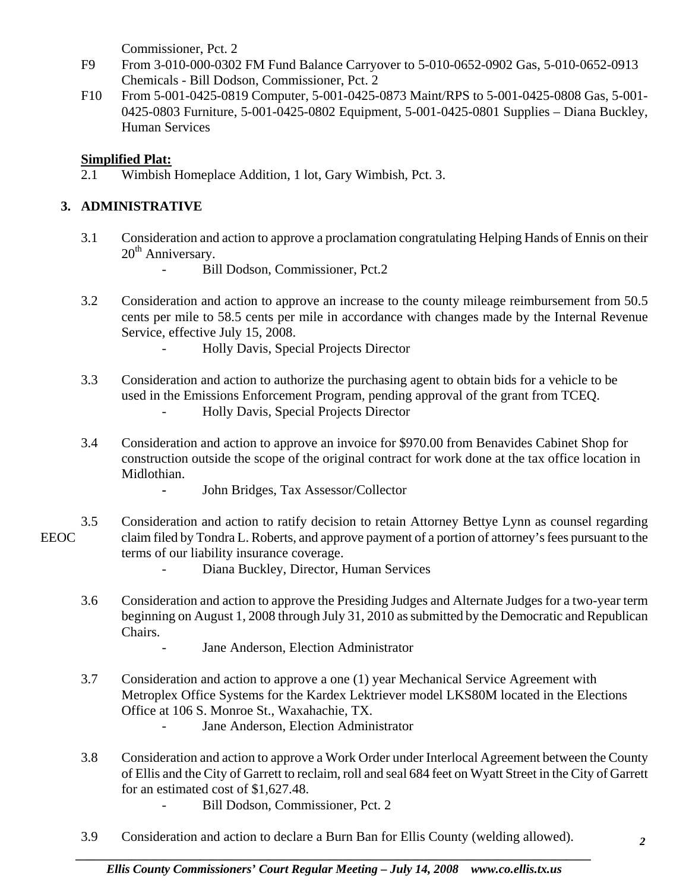Commissioner, Pct. 2

F9 From 3-010-000-0302 FM Fund Balance Carryover to 5-010-0652-0902 Gas, 5-010-0652-0913 Chemicals - Bill Dodson, Commissioner, Pct. 2

F10 From 5-001-0425-0819 Computer, 5-001-0425-0873 Maint/RPS to 5-001-0425-0808 Gas, 5-001-0425-0803 Furniture, 5-001-0425-0802 Equipment, 5-001-0425-0801 Supplies – Diana Buckley, Human Services

**Simplified Plat:**

2.1 Wimbish Homeplace Addition, 1 lot, Gary Wimbish, Pct. 3.

## 3. ADMINISTRATIVE

3.1 Consideration and action to approve a proclamation congratulating Helping Hands of Ennis on their 20th Anniversary.

- Bill Dodson, Commissioner, Pct.2

3.2 Consideration and action to approve an increase to the county mileage reimbursement from 50.5 cents per mile to 58.5 cents per mile in accordance with changes made by the Internal Revenue Service, effective July 15, 2008.

- Holly Davis, Special Projects Director

3.3 Consideration and action to authorize the purchasing agent to obtain bids for a vehicle to be used in the Emissions Enforcement Program, pending approval of the grant from TCEQ.

- Holly Davis, Special Projects Director

3.4 Consideration and action to approve an invoice for $970.00 from Benavides Cabinet Shop for construction outside the scope of the original contract for work done at the tax office location in Midlothian.

- John Bridges, Tax Assessor/Collector

3.5 Consideration and action to ratify decision to retain Attorney Bettye Lynn as counsel regarding EEOC claim filed by Tondra L. Roberts, and approve payment of a portion of attorney's fees pursuant to the terms of our liability insurance coverage.

- Diana Buckley, Director, Human Services

3.6 Consideration and action to approve the Presiding Judges and Alternate Judges for a two-year term beginning on August 1, 2008 through July 31, 2010 as submitted by the Democratic and Republican Chairs.

- Jane Anderson, Election Administrator

3.7 Consideration and action to approve a one (1) year Mechanical Service Agreement with Metroplex Office Systems for the Kardex Lektriever model LKS80M located in the Elections Office at 106 S. Monroe St., Waxahachie, TX.

- Jane Anderson, Election Administrator

3.8 Consideration and action to approve a Work Order under Interlocal Agreement between the County of Ellis and the City of Garrett to reclaim, roll and seal 684 feet on Wyatt Street in the City of Garrett for an estimated cost of $1,627.48.

- Bill Dodson, Commissioner, Pct. 2

3.9 Consideration and action to declare a Burn Ban for Ellis County (welding allowed).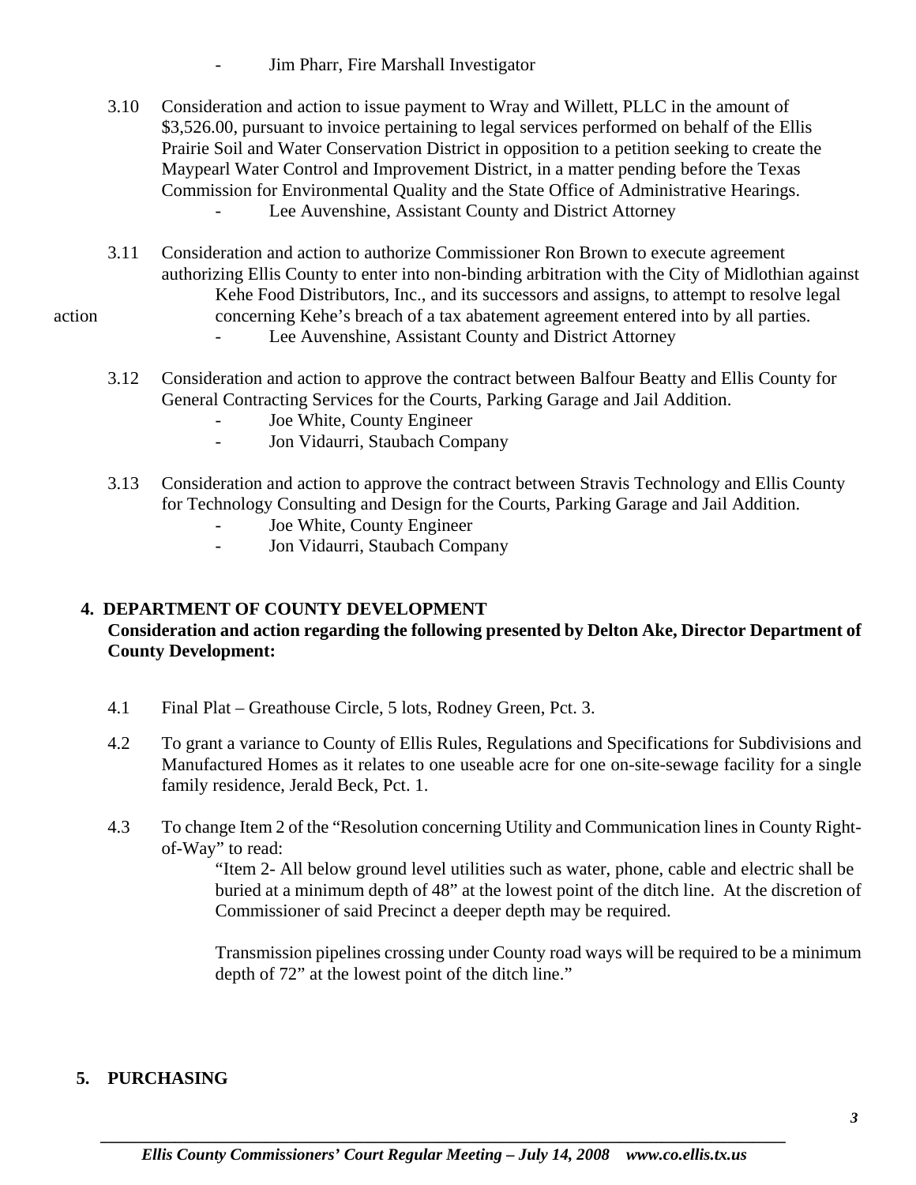- Jim Pharr, Fire Marshall Investigator

3.10 Consideration and action to issue payment to Wray and Willett, PLLC in the amount of $3,526.00, pursuant to invoice pertaining to legal services performed on behalf of the Ellis Prairie Soil and Water Conservation District in opposition to a petition seeking to create the Maypearl Water Control and Improvement District, in a matter pending before the Texas Commission for Environmental Quality and the State Office of Administrative Hearings.
- Lee Auvenshine, Assistant County and District Attorney

3.11 Consideration and action to authorize Commissioner Ron Brown to execute agreement authorizing Ellis County to enter into non-binding arbitration with the City of Midlothian against Kehe Food Distributors, Inc., and its successors and assigns, to attempt to resolve legal action concerning Kehe's breach of a tax abatement agreement entered into by all parties.
- Lee Auvenshine, Assistant County and District Attorney

3.12 Consideration and action to approve the contract between Balfour Beatty and Ellis County for General Contracting Services for the Courts, Parking Garage and Jail Addition.
- Joe White, County Engineer
- Jon Vidaurri, Staubach Company

3.13 Consideration and action to approve the contract between Stravis Technology and Ellis County for Technology Consulting and Design for the Courts, Parking Garage and Jail Addition.
- Joe White, County Engineer
- Jon Vidaurri, Staubach Company

## 4. DEPARTMENT OF COUNTY DEVELOPMENT

**Consideration and action regarding the following presented by Delton Ake, Director Department of County Development:**

4.1 Final Plat – Greathouse Circle, 5 lots, Rodney Green, Pct. 3.

4.2 To grant a variance to County of Ellis Rules, Regulations and Specifications for Subdivisions and Manufactured Homes as it relates to one useable acre for one on-site-sewage facility for a single family residence, Jerald Beck, Pct. 1.

4.3 To change Item 2 of the "Resolution concerning Utility and Communication lines in County Right-of-Way" to read:

"Item 2- All below ground level utilities such as water, phone, cable and electric shall be buried at a minimum depth of 48" at the lowest point of the ditch line. At the discretion of Commissioner of said Precinct a deeper depth may be required.

Transmission pipelines crossing under County road ways will be required to be a minimum depth of 72" at the lowest point of the ditch line."

## 5. PURCHASING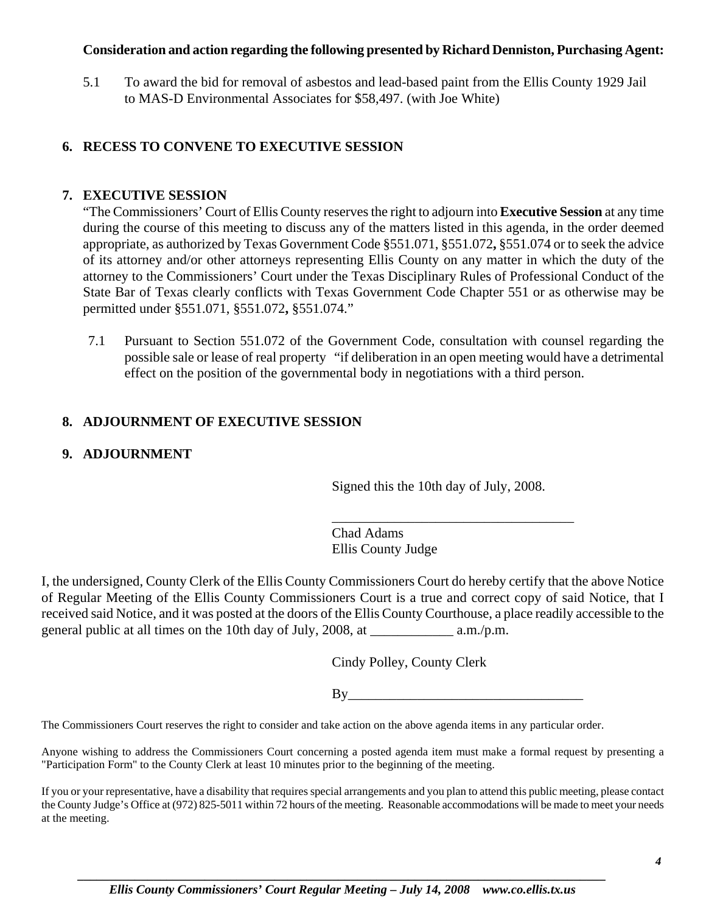**Consideration and action regarding the following presented by Richard Denniston, Purchasing Agent:**

5.1 To award the bid for removal of asbestos and lead-based paint from the Ellis County 1929 Jail to MAS-D Environmental Associates for $58,497. (with Joe White)

## 6. RECESS TO CONVENE TO EXECUTIVE SESSION

## 7. EXECUTIVE SESSION

"The Commissioners' Court of Ellis County reserves the right to adjourn into **Executive Session** at any time during the course of this meeting to discuss any of the matters listed in this agenda, in the order deemed appropriate, as authorized by Texas Government Code §551.071, §551.072**,** §551.074 or to seek the advice of its attorney and/or other attorneys representing Ellis County on any matter in which the duty of the attorney to the Commissioners' Court under the Texas Disciplinary Rules of Professional Conduct of the State Bar of Texas clearly conflicts with Texas Government Code Chapter 551 or as otherwise may be permitted under §551.071, §551.072**,** §551.074."

7.1 Pursuant to Section 551.072 of the Government Code, consultation with counsel regarding the possible sale or lease of real property "if deliberation in an open meeting would have a detrimental effect on the position of the governmental body in negotiations with a third person.

## 8. ADJOURNMENT OF EXECUTIVE SESSION

## 9. ADJOURNMENT

Signed this the 10th day of July, 2008.

___________________________________

Chad Adams
Ellis County Judge

I, the undersigned, County Clerk of the Ellis County Commissioners Court do hereby certify that the above Notice of Regular Meeting of the Ellis County Commissioners Court is a true and correct copy of said Notice, that I received said Notice, and it was posted at the doors of the Ellis County Courthouse, a place readily accessible to the general public at all times on the 10th day of July, 2008, at ____________ a.m./p.m.

Cindy Polley, County Clerk

By_________________________________

The Commissioners Court reserves the right to consider and take action on the above agenda items in any particular order.

Anyone wishing to address the Commissioners Court concerning a posted agenda item must make a formal request by presenting a "Participation Form" to the County Clerk at least 10 minutes prior to the beginning of the meeting.

If you or your representative, have a disability that requires special arrangements and you plan to attend this public meeting, please contact the County Judge's Office at (972) 825-5011 within 72 hours of the meeting. Reasonable accommodations will be made to meet your needs at the meeting.